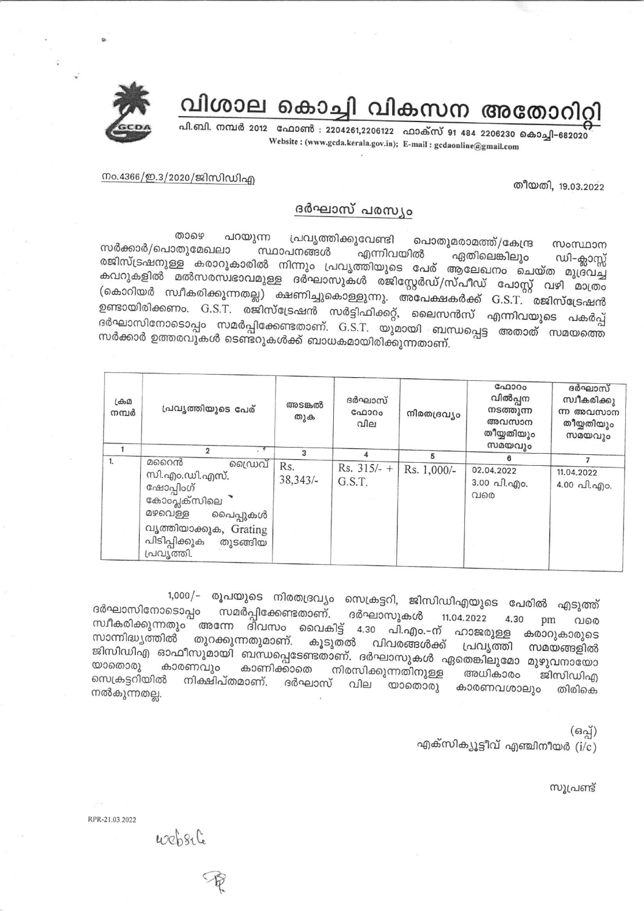# വിശാല കൊച്ചി വികസന അതോറിറ്റി

പി.ബി. നമ്പർ 2012 ഫോൺ : 2204261,2206122 ഫാക്സ് 91 484 2206230 കൊച്ചി-682020
Website : (www.gcda.kerala.gov.in); E-mail : gcdaonline@gmail.com

നം.4366/ഇ.3/2020/ജിസിഡിഎ

തീയതി, 19.03.2022

## ദർഘാസ് പരസ്യം

താഴെ പറയുന്ന പ്രവൃത്തിക്കുവേണ്ടി പൊതുമരാമത്ത്/കേന്ദ്ര സംസ്ഥാന സർക്കാർ/പൊതുമേഖലാ സ്ഥാപനങ്ങൾ എന്നിവയിൽ ഏതിലെങ്കിലും ഡി-ക്ലാസ്സ് രജിസ്ട്രേഷനുള്ള കരാറുകാരിൽ നിന്നും പ്രവൃത്തിയുടെ പേര് ആലേഖനം ചെയ്ത മുദ്രവച്ച കവറുകളിൽ മൽസരസ്വഭാവമുള്ള ദർഘാസുകൾ രജിസ്റ്റേർഡ്/സ്പീഡ് പോസ്റ്റ് വഴി മാത്രം (കൊറിയർ സ്വീകരിക്കുന്നതല്ല) ക്ഷണിച്ചുകൊള്ളുന്നു. അപേക്ഷകർക്ക് G.S.T. രജിസ്ട്രേഷൻ ഉണ്ടായിരിക്കണം. G.S.T. രജിസ്ട്രേഷൻ സർട്ടിഫിക്കറ്റ്, ലൈസൻസ് എന്നിവയുടെ പകർപ്പ് ദർഘാസിനോടൊപ്പം സമർപ്പിക്കേണ്ടതാണ്. G.S.T. യുമായി ബന്ധപ്പെട്ട അതാത് സമയത്തെ സർക്കാർ ഉത്തരവുകൾ ടെണ്ടറുകൾക്ക് ബാധകമായിരിക്കുന്നതാണ്.

| ക്രമ നമ്പർ | പ്രവൃത്തിയുടെ പേര് | അടങ്കൽ തുക | ദർഘാസ് ഫോറം വില | നിരതദ്രവ്യം | ഫോറം വിൽപ്പന നടത്തുന്ന അവസാന തീയ്യതിയും സമയവും | ദർഘാസ് സ്വീകരിക്കുന്ന അവസാന തീയ്യതിയും സമയവും |
|---|---|---|---|---|---|---|
| 1 | 2 | 3 | 4 | 5 | 6 | 7 |
| 1. | മറൈൻ ഡ്രൈവ് സി.എം.ഡി.എസ്. ഷോപ്പിംഗ് കോംപ്ലക്സിലെ മഴവെള്ള പൈപ്പുകൾ വൃത്തിയാക്കുക, Grating പിടിപ്പിക്കുക തുടങ്ങിയ പ്രവൃത്തി. | Rs. 38,343/- | Rs. 315/- + G.S.T. | Rs. 1,000/- | 02.04.2022 3.00 പി.എം. വരെ | 11.04.2022 4.00 പി.എം. |

1,000/- രൂപയുടെ നിരതദ്രവ്യം സെക്രട്ടറി, ജിസിഡിഎയുടെ പേരിൽ എടുത്ത് ദർഘാസിനോടൊപ്പം സമർപ്പിക്കേണ്ടതാണ്. ദർഘാസുകൾ 11.04.2022 4.30 pm വരെ സ്വീകരിക്കുന്നതും അന്നേ ദിവസം വൈകിട്ട് 4.30 പി.എം.-ന് ഹാജരുള്ള കരാറുകാരുടെ സാന്നിദ്ധ്യത്തിൽ തുറക്കുന്നതുമാണ്. കൂടുതൽ വിവരങ്ങൾക്ക് പ്രവൃത്തി സമയങ്ങളിൽ ജിസിഡിഎ ഓഫീസുമായി ബന്ധപ്പെടേണ്ടതാണ്. ദർഘാസുകൾ ഏതെങ്കിലുമോ മുഴുവനായോ യാതൊരു കാരണവും കാണിക്കാതെ നിരസിക്കുന്നതിനുള്ള അധികാരം ജിസിഡിഎ സെക്രട്ടറിയിൽ നിക്ഷിപ്തമാണ്. ദർഘാസ് വില യാതൊരു കാരണവശാലും തിരികെ നൽകുന്നതല്ല.

(ഒപ്പ്)
എക്സിക്യൂട്ടീവ് എഞ്ചിനീയർ (i/c)

സൂപ്രണ്ട്

RPR-21.03.2022

web site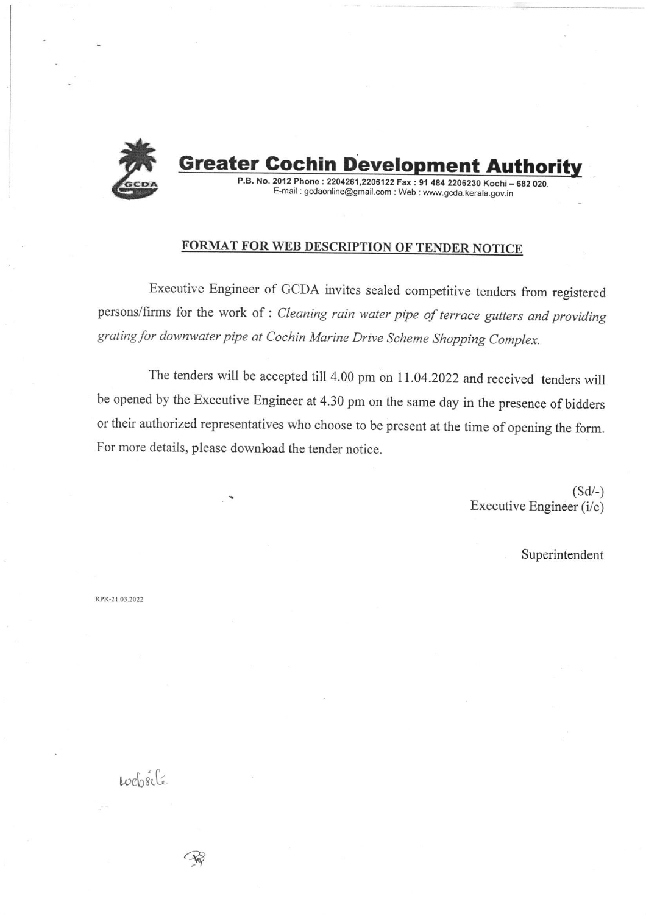# Greater Cochin Development Authority

P.B. No. 2012 Phone : 2204261,2206122 Fax : 91 484 2206230 Kochi – 682 020.
E-mail : gcdaonline@gmail.com : Web : www.gcda.kerala.gov.in

## FORMAT FOR WEB DESCRIPTION OF TENDER NOTICE

Executive Engineer of GCDA invites sealed competitive tenders from registered persons/firms for the work of : *Cleaning rain water pipe of terrace gutters and providing grating for downwater pipe at Cochin Marine Drive Scheme Shopping Complex.*

The tenders will be accepted till 4.00 pm on 11.04.2022 and received tenders will be opened by the Executive Engineer at 4.30 pm on the same day in the presence of bidders or their authorized representatives who choose to be present at the time of opening the form. For more details, please download the tender notice.

(Sd/-)
Executive Engineer (i/c)

Superintendent

RPR-21.03.2022

website